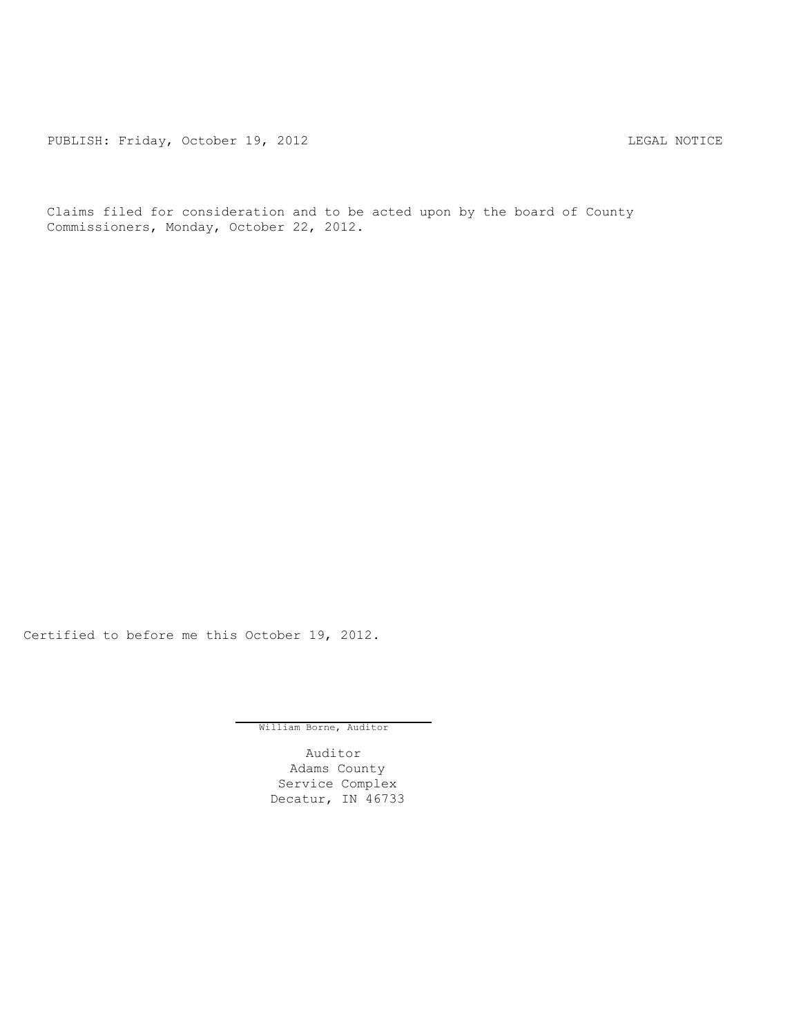PUBLISH: Friday, October 19, 2012 LEGAL NOTICE

Claims filed for consideration and to be acted upon by the board of County Commissioners, Monday, October 22, 2012.

Certified to before me this October 19, 2012.

William Borne, Auditor

Auditor
Adams County
Service Complex
Decatur, IN 46733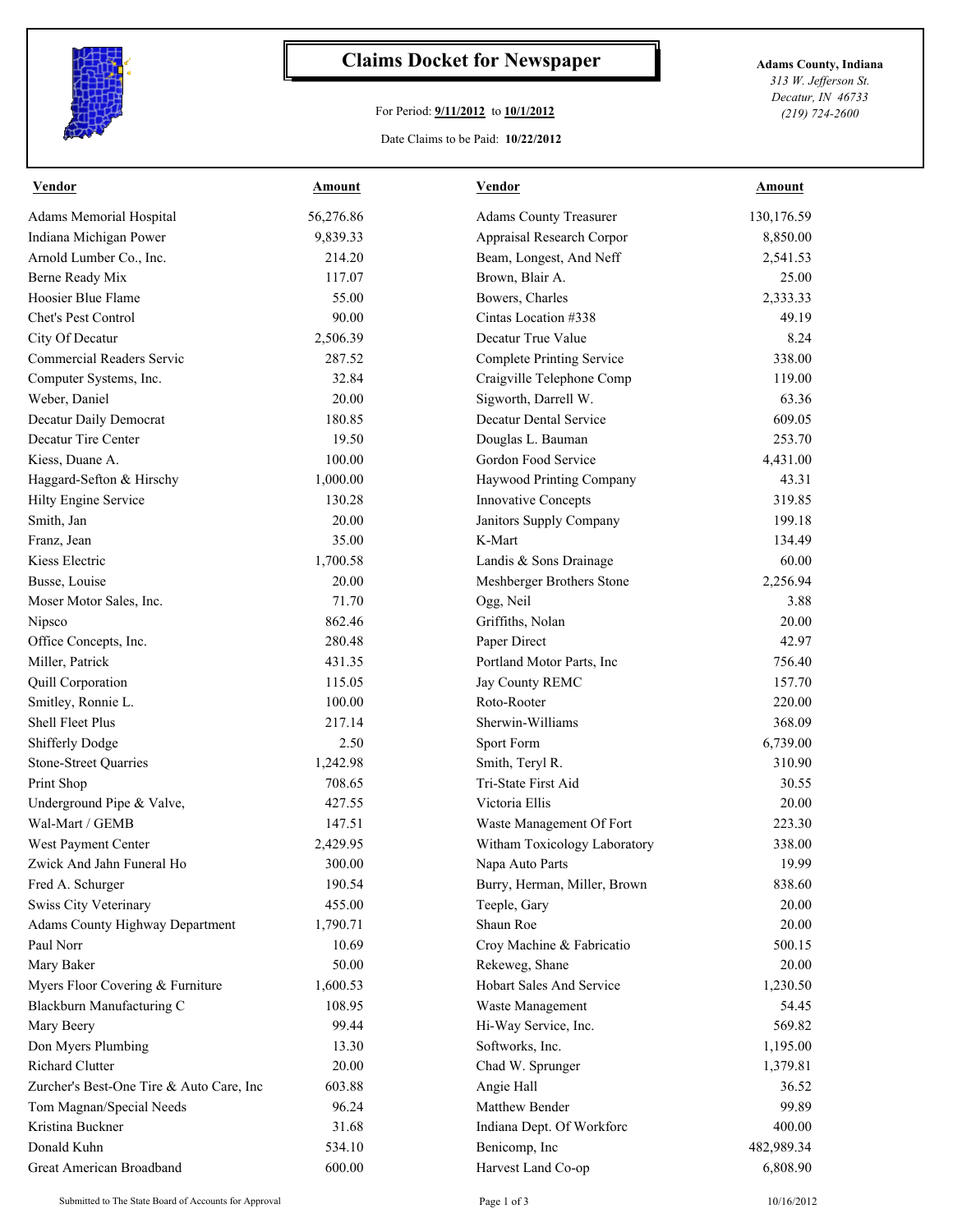# Claims Docket for Newspaper

For Period: **9/11/2012** to **10/1/2012**

Date Claims to be Paid: **10/22/2012**

**Adams County, Indiana**
*313 W. Jefferson St.*
*Decatur, IN 46733*
*(219) 724-2600*

| Vendor | Amount | Vendor | Amount |
|---|---|---|---|
| Adams Memorial Hospital | 56,276.86 | Adams County Treasurer | 130,176.59 |
| Indiana Michigan Power | 9,839.33 | Appraisal Research Corpor | 8,850.00 |
| Arnold Lumber Co., Inc. | 214.20 | Beam, Longest, And Neff | 2,541.53 |
| Berne Ready Mix | 117.07 | Brown, Blair A. | 25.00 |
| Hoosier Blue Flame | 55.00 | Bowers, Charles | 2,333.33 |
| Chet's Pest Control | 90.00 | Cintas Location #338 | 49.19 |
| City Of Decatur | 2,506.39 | Decatur True Value | 8.24 |
| Commercial Readers Servic | 287.52 | Complete Printing Service | 338.00 |
| Computer Systems, Inc. | 32.84 | Craigville Telephone Comp | 119.00 |
| Weber, Daniel | 20.00 | Sigworth, Darrell W. | 63.36 |
| Decatur Daily Democrat | 180.85 | Decatur Dental Service | 609.05 |
| Decatur Tire Center | 19.50 | Douglas L. Bauman | 253.70 |
| Kiess, Duane A. | 100.00 | Gordon Food Service | 4,431.00 |
| Haggard-Sefton & Hirschy | 1,000.00 | Haywood Printing Company | 43.31 |
| Hilty Engine Service | 130.28 | Innovative Concepts | 319.85 |
| Smith, Jan | 20.00 | Janitors Supply Company | 199.18 |
| Franz, Jean | 35.00 | K-Mart | 134.49 |
| Kiess Electric | 1,700.58 | Landis & Sons Drainage | 60.00 |
| Busse, Louise | 20.00 | Meshberger Brothers Stone | 2,256.94 |
| Moser Motor Sales, Inc. | 71.70 | Ogg, Neil | 3.88 |
| Nipsco | 862.46 | Griffiths, Nolan | 20.00 |
| Office Concepts, Inc. | 280.48 | Paper Direct | 42.97 |
| Miller, Patrick | 431.35 | Portland Motor Parts, Inc | 756.40 |
| Quill Corporation | 115.05 | Jay County REMC | 157.70 |
| Smitley, Ronnie L. | 100.00 | Roto-Rooter | 220.00 |
| Shell Fleet Plus | 217.14 | Sherwin-Williams | 368.09 |
| Shifferly Dodge | 2.50 | Sport Form | 6,739.00 |
| Stone-Street Quarries | 1,242.98 | Smith, Teryl R. | 310.90 |
| Print Shop | 708.65 | Tri-State First Aid | 30.55 |
| Underground Pipe & Valve, | 427.55 | Victoria Ellis | 20.00 |
| Wal-Mart / GEMB | 147.51 | Waste Management Of Fort | 223.30 |
| West Payment Center | 2,429.95 | Witham Toxicology Laboratory | 338.00 |
| Zwick And Jahn Funeral Ho | 300.00 | Napa Auto Parts | 19.99 |
| Fred A. Schurger | 190.54 | Burry, Herman, Miller, Brown | 838.60 |
| Swiss City Veterinary | 455.00 | Teeple, Gary | 20.00 |
| Adams County Highway Department | 1,790.71 | Shaun Roe | 20.00 |
| Paul Norr | 10.69 | Croy Machine & Fabricatio | 500.15 |
| Mary Baker | 50.00 | Rekeweg, Shane | 20.00 |
| Myers Floor Covering & Furniture | 1,600.53 | Hobart Sales And Service | 1,230.50 |
| Blackburn Manufacturing C | 108.95 | Waste Management | 54.45 |
| Mary Beery | 99.44 | Hi-Way Service, Inc. | 569.82 |
| Don Myers Plumbing | 13.30 | Softworks, Inc. | 1,195.00 |
| Richard Clutter | 20.00 | Chad W. Sprunger | 1,379.81 |
| Zurcher's Best-One Tire & Auto Care, Inc | 603.88 | Angie Hall | 36.52 |
| Tom Magnan/Special Needs | 96.24 | Matthew Bender | 99.89 |
| Kristina Buckner | 31.68 | Indiana Dept. Of Workforc | 400.00 |
| Donald Kuhn | 534.10 | Benicomp, Inc | 482,989.34 |
| Great American Broadband | 600.00 | Harvest Land Co-op | 6,808.90 |

Submitted to The State Board of Accounts for Approval

10/16/2012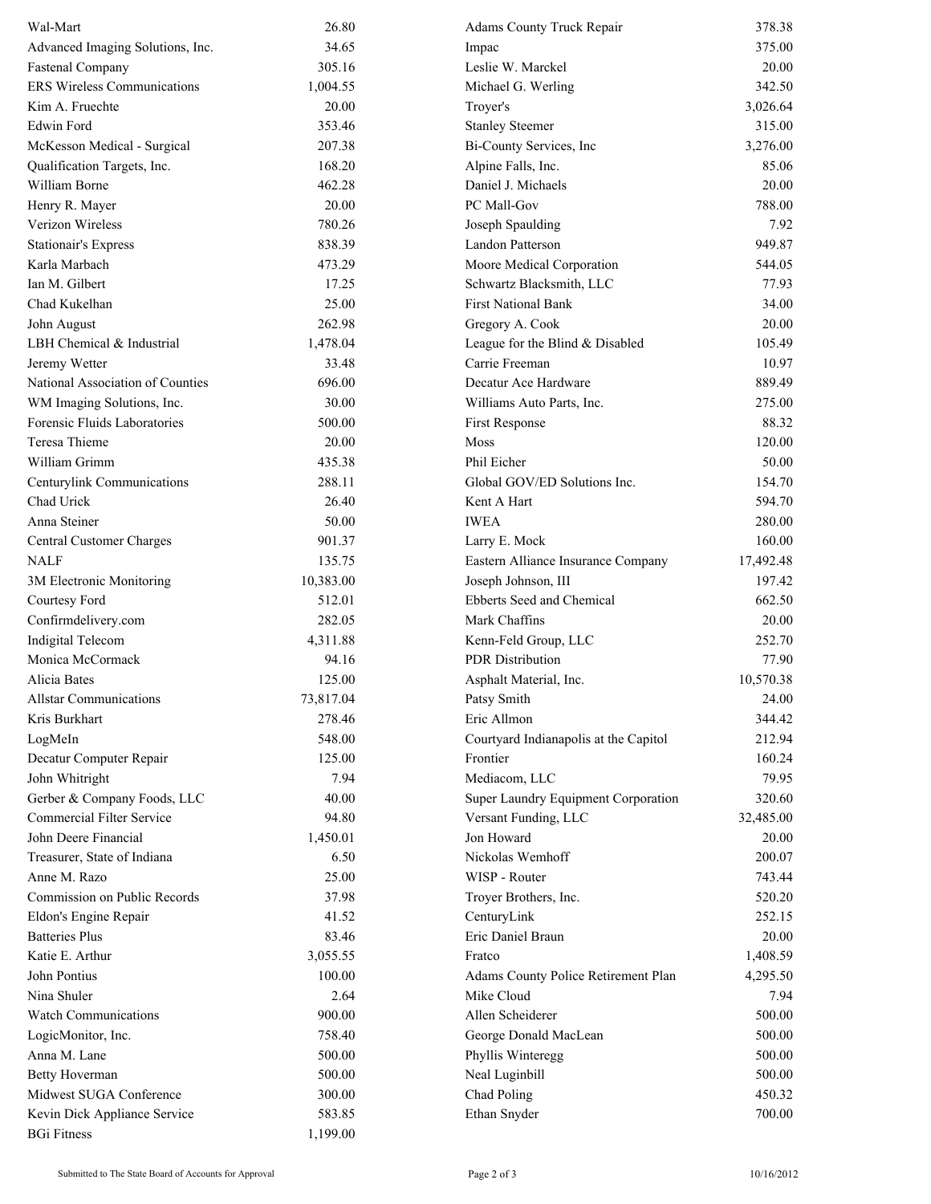| | |
|---|---|
| Wal-Mart | 26.80 |
| Advanced Imaging Solutions, Inc. | 34.65 |
| Fastenal Company | 305.16 |
| ERS Wireless Communications | 1,004.55 |
| Kim A. Fruechte | 20.00 |
| Edwin Ford | 353.46 |
| McKesson Medical - Surgical | 207.38 |
| Qualification Targets, Inc. | 168.20 |
| William Borne | 462.28 |
| Henry R. Mayer | 20.00 |
| Verizon Wireless | 780.26 |
| Stationair's Express | 838.39 |
| Karla Marbach | 473.29 |
| Ian M. Gilbert | 17.25 |
| Chad Kukelhan | 25.00 |
| John August | 262.98 |
| LBH Chemical & Industrial | 1,478.04 |
| Jeremy Wetter | 33.48 |
| National Association of Counties | 696.00 |
| WM Imaging Solutions, Inc. | 30.00 |
| Forensic Fluids Laboratories | 500.00 |
| Teresa Thieme | 20.00 |
| William Grimm | 435.38 |
| Centurylink Communications | 288.11 |
| Chad Urick | 26.40 |
| Anna Steiner | 50.00 |
| Central Customer Charges | 901.37 |
| NALF | 135.75 |
| 3M Electronic Monitoring | 10,383.00 |
| Courtesy Ford | 512.01 |
| Confirmdelivery.com | 282.05 |
| Indigital Telecom | 4,311.88 |
| Monica McCormack | 94.16 |
| Alicia Bates | 125.00 |
| Allstar Communications | 73,817.04 |
| Kris Burkhart | 278.46 |
| LogMeIn | 548.00 |
| Decatur Computer Repair | 125.00 |
| John Whitright | 7.94 |
| Gerber & Company Foods, LLC | 40.00 |
| Commercial Filter Service | 94.80 |
| John Deere Financial | 1,450.01 |
| Treasurer, State of Indiana | 6.50 |
| Anne M. Razo | 25.00 |
| Commission on Public Records | 37.98 |
| Eldon's Engine Repair | 41.52 |
| Batteries Plus | 83.46 |
| Katie E. Arthur | 3,055.55 |
| John Pontius | 100.00 |
| Nina Shuler | 2.64 |
| Watch Communications | 900.00 |
| LogicMonitor, Inc. | 758.40 |
| Anna M. Lane | 500.00 |
| Betty Hoverman | 500.00 |
| Midwest SUGA Conference | 300.00 |
| Kevin Dick Appliance Service | 583.85 |
| BGi Fitness | 1,199.00 |
| Adams County Truck Repair | 378.38 |
| Impac | 375.00 |
| Leslie W. Marckel | 20.00 |
| Michael G. Werling | 342.50 |
| Troyer's | 3,026.64 |
| Stanley Steemer | 315.00 |
| Bi-County Services, Inc | 3,276.00 |
| Alpine Falls, Inc. | 85.06 |
| Daniel J. Michaels | 20.00 |
| PC Mall-Gov | 788.00 |
| Joseph Spaulding | 7.92 |
| Landon Patterson | 949.87 |
| Moore Medical Corporation | 544.05 |
| Schwartz Blacksmith, LLC | 77.93 |
| First National Bank | 34.00 |
| Gregory A. Cook | 20.00 |
| League for the Blind & Disabled | 105.49 |
| Carrie Freeman | 10.97 |
| Decatur Ace Hardware | 889.49 |
| Williams Auto Parts, Inc. | 275.00 |
| First Response | 88.32 |
| Moss | 120.00 |
| Phil Eicher | 50.00 |
| Global GOV/ED Solutions Inc. | 154.70 |
| Kent A Hart | 594.70 |
| IWEA | 280.00 |
| Larry E. Mock | 160.00 |
| Eastern Alliance Insurance Company | 17,492.48 |
| Joseph Johnson, III | 197.42 |
| Ebberts Seed and Chemical | 662.50 |
| Mark Chaffins | 20.00 |
| Kenn-Feld Group, LLC | 252.70 |
| PDR Distribution | 77.90 |
| Asphalt Material, Inc. | 10,570.38 |
| Patsy Smith | 24.00 |
| Eric Allmon | 344.42 |
| Courtyard Indianapolis at the Capitol | 212.94 |
| Frontier | 160.24 |
| Mediacom, LLC | 79.95 |
| Super Laundry Equipment Corporation | 320.60 |
| Versant Funding, LLC | 32,485.00 |
| Jon Howard | 20.00 |
| Nickolas Wemhoff | 200.07 |
| WISP - Router | 743.44 |
| Troyer Brothers, Inc. | 520.20 |
| CenturyLink | 252.15 |
| Eric Daniel Braun | 20.00 |
| Fratco | 1,408.59 |
| Adams County Police Retirement Plan | 4,295.50 |
| Mike Cloud | 7.94 |
| Allen Scheiderer | 500.00 |
| George Donald MacLean | 500.00 |
| Phyllis Winteregg | 500.00 |
| Neal Luginbill | 500.00 |
| Chad Poling | 450.32 |
| Ethan Snyder | 700.00 |

Submitted to The State Board of Accounts for Approval — 10/16/2012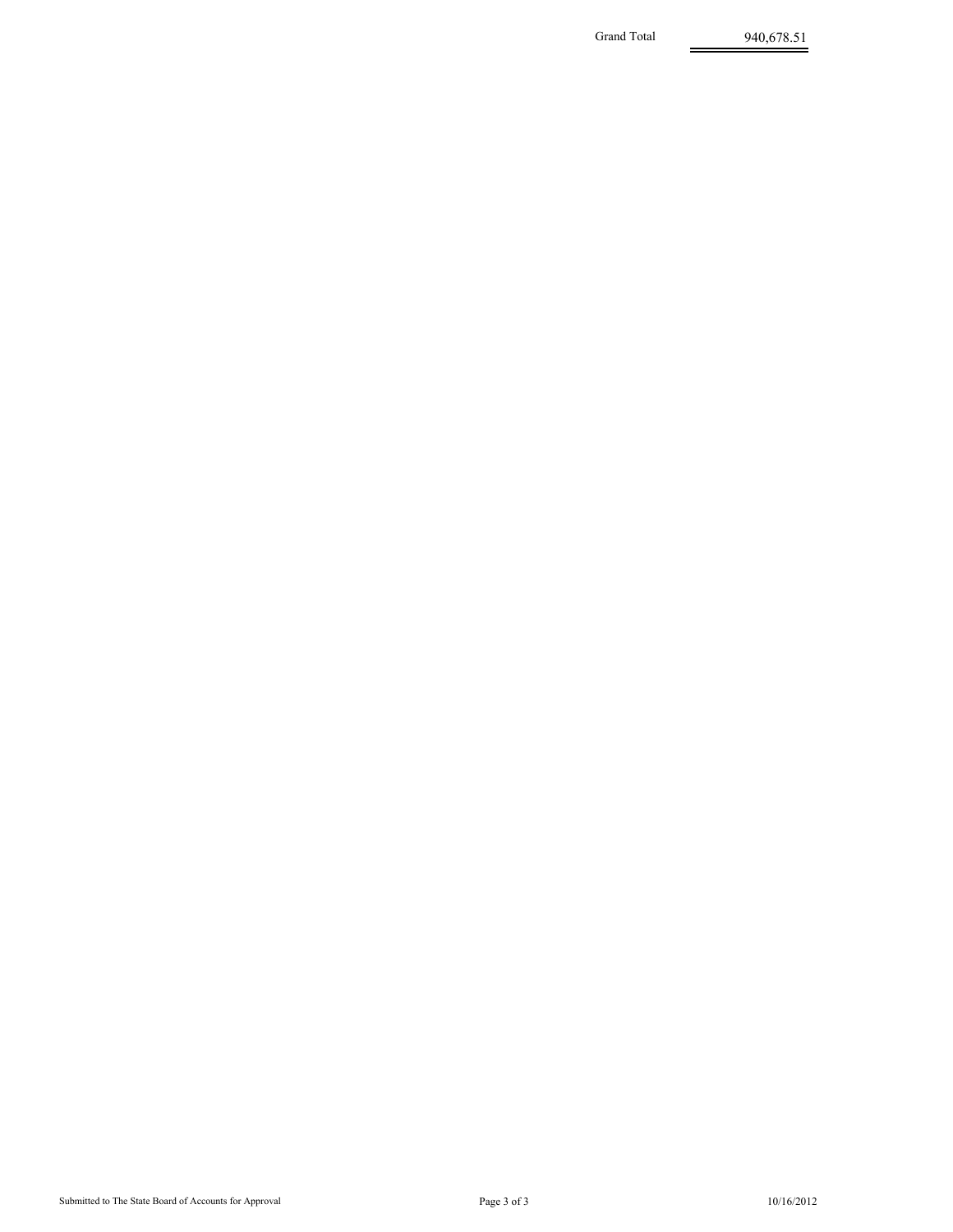| | |
|---|---|
| Grand Total | 940,678.51 |